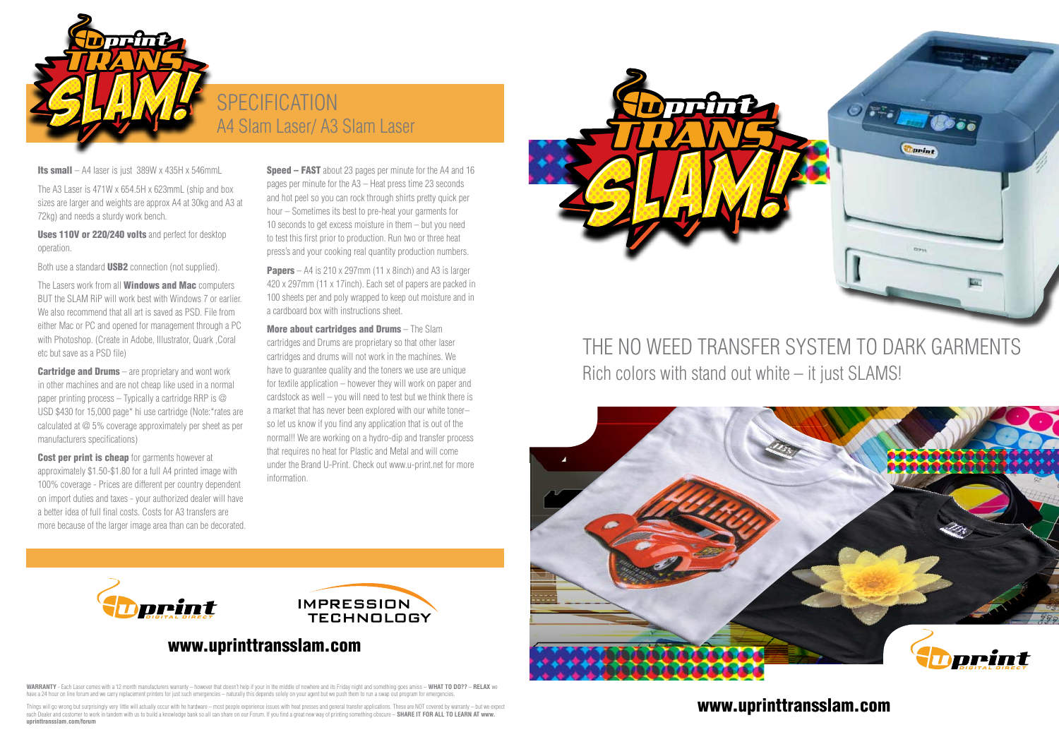# SPECIFICATION

## A4 Slam Laser/ A3 Slam Laser

**Its small** – A4 laser is just 389W x 435H x 546mmL

The A3 Laser is 471W x 654.5H x 623mmL (ship and box sizes are larger and weights are approx A4 at 30kg and A3 at 72kg) and needs a sturdy work bench.

**Uses 110V or 220/240 volts** and perfect for desktop operation.

Both use a standard **USB2** connection (not supplied).

The Lasers work from all **Windows and Mac** computers BUT the SLAM RiP will work best with Windows 7 or earlier. We also recommend that all art is saved as PSD. File from either Mac or PC and opened for management through a PC with Photoshop. (Create in Adobe, Illustrator, Quark ,Coral etc but save as a PSD file)

**Cartridge and Drums** – are proprietary and wont work in other machines and are not cheap like used in a normal paper printing process – Typically a cartridge RRP is @ USD $430 for 15,000 page* hi use cartridge (Note:*rates are calculated at @ 5% coverage approximately per sheet as per manufacturers specifications)

**Cost per print is cheap** for garments however at approximately $1.50-$1.80 for a full A4 printed image with 100% coverage - Prices are different per country dependent on import duties and taxes - your authorized dealer will have a better idea of full final costs. Costs for A3 transfers are more because of the larger image area than can be decorated.

**Speed – FAST** about 23 pages per minute for the A4 and 16 pages per minute for the A3 – Heat press time 23 seconds and hot peel so you can rock through shirts pretty quick per hour – Sometimes its best to pre-heat your garments for 10 seconds to get excess moisture in them – but you need to test this first prior to production. Run two or three heat press's and your cooking real quantity production numbers.

**Papers** – A4 is 210 x 297mm (11 x 8inch) and A3 is larger 420 x 297mm (11 x 17inch). Each set of papers are packed in 100 sheets per and poly wrapped to keep out moisture and in a cardboard box with instructions sheet.

**More about cartridges and Drums** – The Slam cartridges and Drums are proprietary so that other laser cartridges and drums will not work in the machines. We have to guarantee quality and the toners we use are unique for textile application – however they will work on paper and cardstock as well – you will need to test but we think there is a market that has never been explored with our white toner– so let us know if you find any application that is out of the normal!! We are working on a hydro-dip and transfer process that requires no heat for Plastic and Metal and will come under the Brand U-Print. Check out www.u-print.net for more information.

IMPRESSION TECHNOLOGY

**www.uprinttransslam.com**

**WARRANTY** - Each Laser comes with a 12 month manufacturers warranty – however that doesn't help if your in the middle of nowhere and its Friday night and something goes amiss – **WHAT TO DO??** – **RELAX** we have a 24 hour on line forum and we carry replacement printers for just such emergencies – naturally this depends solely on your agent but we push them to run a swap out program for emergencies.

Things will go wrong but surprisingly very little will actually occur with he hardware – most people experience issues with heat presses and general transfer applications. These are NOT covered by warranty – but we expect each Dealer and customer to work in tandem with us to build a knowledge bank so all can share on our Forum. If you find a great new way of printing something obscure – **SHARE IT FOR ALL TO LEARN AT www.uprinttransslam.com/forum**

# THE NO WEED TRANSFER SYSTEM TO DARK GARMENTS

## Rich colors with stand out white – it just SLAMS!

**www.uprinttransslam.com**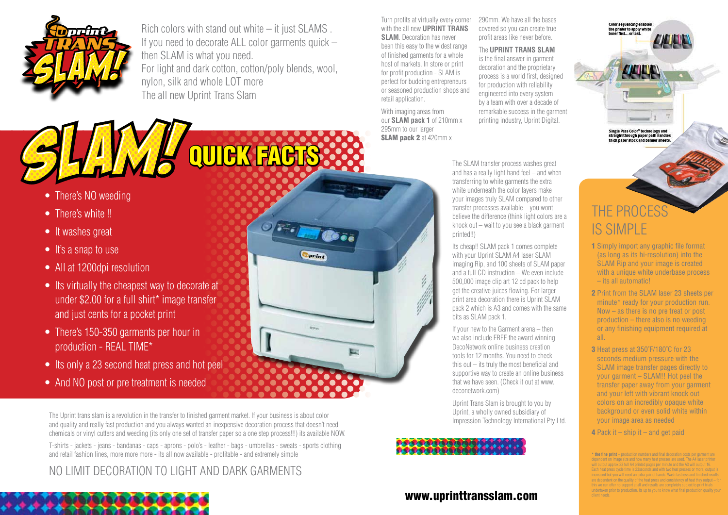Rich colors with stand out white – it just SLAMS . If you need to decorate ALL color garments quick – then SLAM is what you need.
For light and dark cotton, cotton/poly blends, wool, nylon, silk and whole LOT more
The all new Uprint Trans Slam

## SLAM! QUICK FACTS

- There's NO weeding
- There's white !!
- It washes great
- It's a snap to use
- All at 1200dpi resolution
- Its virtually the cheapest way to decorate at under $2.00 for a full shirt* image transfer and just cents for a pocket print
- There's 150-350 garments per hour in production - REAL TIME*
- Its only a 23 second heat press and hot peel
- And NO post or pre treatment is needed

The Uprint trans slam is a revolution in the transfer to finished garment market. If your business is about color and quality and really fast production and you always wanted an inexpensive decoration process that doesn't need chemicals or vinyl cutters and weeding (its only one set of transfer paper so a one step process!!!) its available NOW.

T-shirts - jackets - jeans - bandanas - caps - aprons - polo's - leather - bags - umbrellas - sweats - sports clothing and retail fashion lines, more more more - its all now available - profitable - and extremely simple

## NO LIMIT DECORATION TO LIGHT AND DARK GARMENTS

Turn profits at virtually every corner with the all new **UPRINT TRANS SLAM**. Decoration has never been this easy to the widest range of finished garments for a whole host of markets. In store or print for profit production - SLAM is perfect for budding entrepreneurs or seasoned production shops and retail application.

With imaging areas from our **SLAM pack 1** of 210mm x 295mm to our larger **SLAM pack 2** at 420mm x 290mm. We have all the bases covered so you can create true profit areas like never before.

The **UPRINT TRANS SLAM** is the final answer in garment decoration and the proprietary process is a world first, designed for production with reliability engineered into every system by a team with over a decade of remarkable success in the garment printing industry, Uprint Digital.

The SLAM transfer process washes great and has a really light hand feel – and when transferring to white garments the extra white underneath the color layers make your images truly SLAM compared to other transfer processes available – you wont believe the difference (think light colors are a knock out – wait to you see a black garment printed!!)

Its cheap!! SLAM pack 1 comes complete with your Uprint SLAM A4 laser SLAM imaging Rip, and 100 sheets of SLAM paper and a full CD instruction – We even include 500,000 image clip art 12 cd pack to help get the creative juices flowing. For larger print area decoration there is Uprint SLAM pack 2 which is A3 and comes with the same bits as SLAM pack 1.

If your new to the Garment arena – then we also include FREE the award winning DecoNetwork online business creation tools for 12 months. You need to check this out – its truly the most beneficial and supportive way to create an online business that we have seen. (Check it out at www.deconetwork.com)

Uprint Trans Slam is brought to you by Uprint, a wholly owned subsidiary of Impression Technology International Pty Ltd.

www.uprinttransslam.com

Color sequencing enables the printer to apply white toner first... or last.

Single Pass Color™ technology and straight-through paper path handles thick paper stock and banner sheets.

## THE PROCESS IS SIMPLE

1. Simply import any graphic file format (as long as its hi-resolution) into the SLAM Rip and your image is created with a unique white underbase process – its all automatic!
2. Print from the SLAM laser 23 sheets per minute* ready for your production run. Now – as there is no pre treat or post production – there also is no weeding or any finishing equipment required at all.
3. Heat press at 350˚F/180˚C for 23 seconds medium pressure with the SLAM image transfer pages directly to your garment – SLAM!! Hot peel the transfer paper away from your garment and your left with vibrant knock out colors on an incredibly opaque white background or even solid white within your image area as needed
4. Pack it – ship it – and get paid

**\* the fine print** – production numbers and final decoration costs per garment are dependent on image size and how many heat presses are used. The A4 laser printer will output approx 23 full A4 printed pages per minute and the A3 will output 16. Each heat press cycle time is 23seconds and with two heat presses or more, output is increased but you will need an extra pair of hands. Wash fastness and finished results are dependent on the quality of the heat press and consistency of heat they output – for this we can offer no support at all and results are completely subject to print trials undertaken prior to production. Its up to you to know what final production quality your client needs.